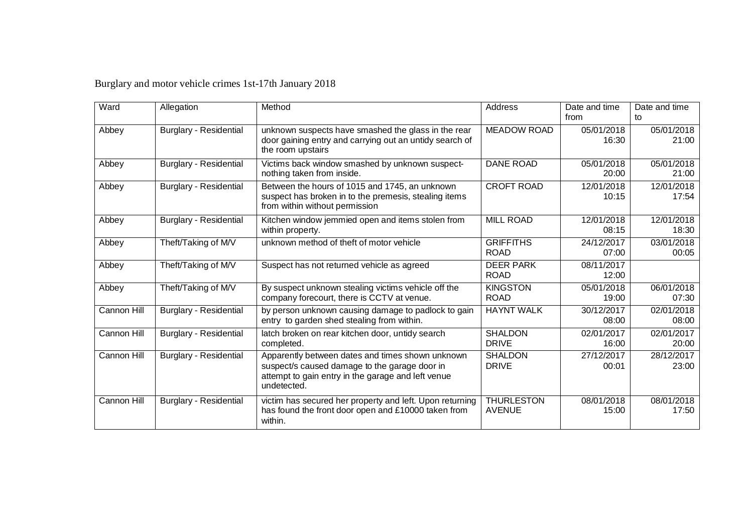Burglary and motor vehicle crimes 1st-17th January 2018

| Ward | Allegation | Method | Address | Date and time from | Date and time to |
|---|---|---|---|---|---|
| Abbey | Burglary - Residential | unknown suspects have smashed the glass in the rear door gaining entry and carrying out an untidy search of the room upstairs | MEADOW ROAD | 05/01/2018 16:30 | 05/01/2018 21:00 |
| Abbey | Burglary - Residential | Victims back window smashed by unknown suspect- nothing taken from inside. | DANE ROAD | 05/01/2018 20:00 | 05/01/2018 21:00 |
| Abbey | Burglary - Residential | Between the hours of 1015 and 1745, an unknown suspect has broken in to the premesis, stealing items from within without permission | CROFT ROAD | 12/01/2018 10:15 | 12/01/2018 17:54 |
| Abbey | Burglary - Residential | Kitchen window jemmied open and items stolen from within property. | MILL ROAD | 12/01/2018 08:15 | 12/01/2018 18:30 |
| Abbey | Theft/Taking of M/V | unknown method of theft of motor vehicle | GRIFFITHS ROAD | 24/12/2017 07:00 | 03/01/2018 00:05 |
| Abbey | Theft/Taking of M/V | Suspect has not returned vehicle as agreed | DEER PARK ROAD | 08/11/2017 12:00 | |
| Abbey | Theft/Taking of M/V | By suspect unknown stealing victims vehicle off the company forecourt, there is CCTV at venue. | KINGSTON ROAD | 05/01/2018 19:00 | 06/01/2018 07:30 |
| Cannon Hill | Burglary - Residential | by person unknown causing damage to padlock to gain entry to garden shed stealing from within. | HAYNT WALK | 30/12/2017 08:00 | 02/01/2018 08:00 |
| Cannon Hill | Burglary - Residential | latch broken on rear kitchen door, untidy search completed. | SHALDON DRIVE | 02/01/2017 16:00 | 02/01/2017 20:00 |
| Cannon Hill | Burglary - Residential | Apparently between dates and times shown unknown suspect/s caused damage to the garage door in attempt to gain entry in the garage and left venue undetected. | SHALDON DRIVE | 27/12/2017 00:01 | 28/12/2017 23:00 |
| Cannon Hill | Burglary - Residential | victim has secured her property and left. Upon returning has found the front door open and £10000 taken from within. | THURLESTON AVENUE | 08/01/2018 15:00 | 08/01/2018 17:50 |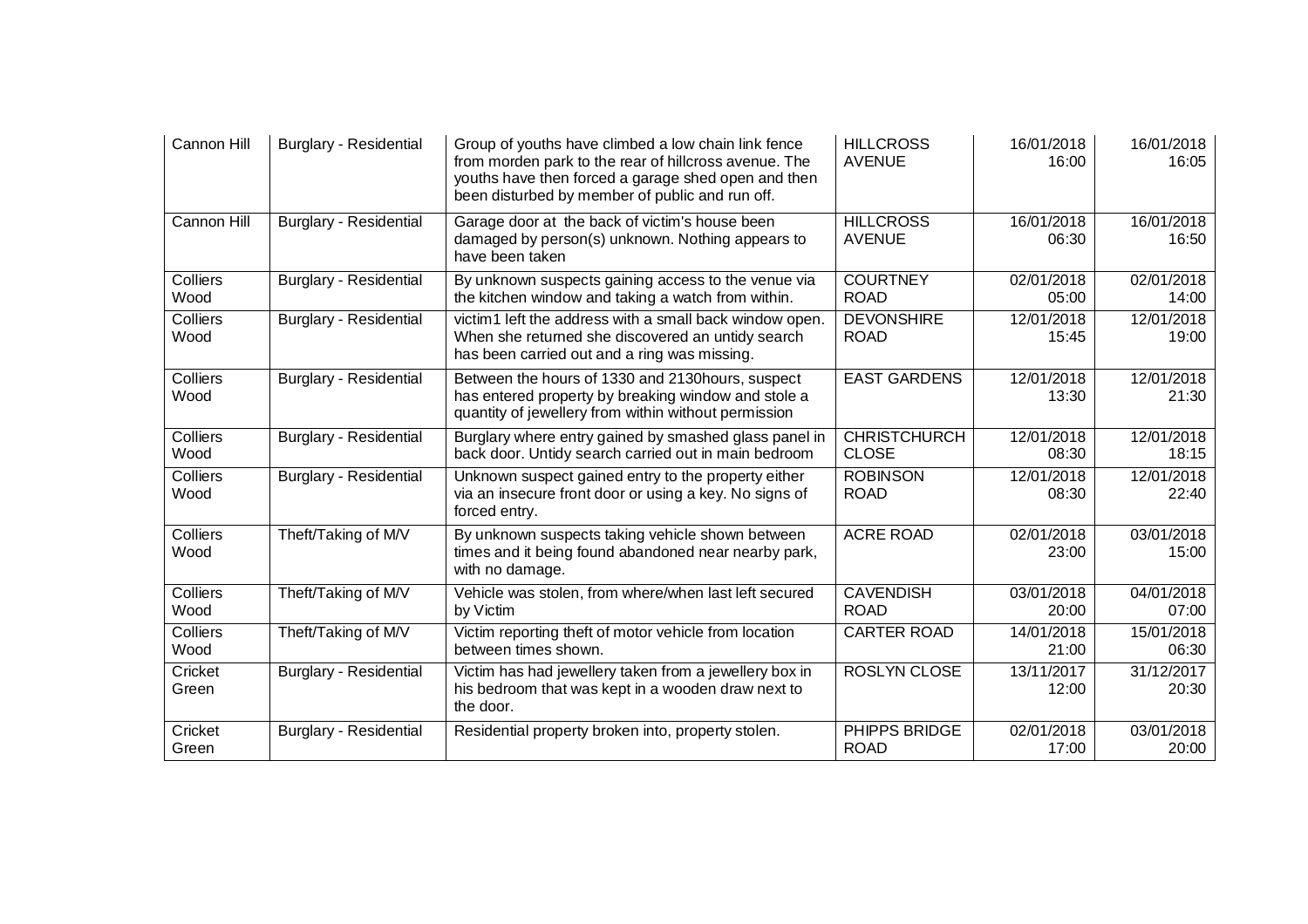| Cannon Hill | Burglary - Residential | Group of youths have climbed a low chain link fence from morden park to the rear of hillcross avenue. The youths have then forced a garage shed open and then been disturbed by member of public and run off. | HILLCROSS AVENUE | 16/01/2018 16:00 | 16/01/2018 16:05 |
|---|---|---|---|---|---|
| Cannon Hill | Burglary - Residential | Garage door at the back of victim's house been damaged by person(s) unknown. Nothing appears to have been taken | HILLCROSS AVENUE | 16/01/2018 06:30 | 16/01/2018 16:50 |
| Colliers Wood | Burglary - Residential | By unknown suspects gaining access to the venue via the kitchen window and taking a watch from within. | COURTNEY ROAD | 02/01/2018 05:00 | 02/01/2018 14:00 |
| Colliers Wood | Burglary - Residential | victim1 left the address with a small back window open. When she returned she discovered an untidy search has been carried out and a ring was missing. | DEVONSHIRE ROAD | 12/01/2018 15:45 | 12/01/2018 19:00 |
| Colliers Wood | Burglary - Residential | Between the hours of 1330 and 2130hours, suspect has entered property by breaking window and stole a quantity of jewellery from within without permission | EAST GARDENS | 12/01/2018 13:30 | 12/01/2018 21:30 |
| Colliers Wood | Burglary - Residential | Burglary where entry gained by smashed glass panel in back door. Untidy search carried out in main bedroom | CHRISTCHURCH CLOSE | 12/01/2018 08:30 | 12/01/2018 18:15 |
| Colliers Wood | Burglary - Residential | Unknown suspect gained entry to the property either via an insecure front door or using a key. No signs of forced entry. | ROBINSON ROAD | 12/01/2018 08:30 | 12/01/2018 22:40 |
| Colliers Wood | Theft/Taking of M/V | By unknown suspects taking vehicle shown between times and it being found abandoned near nearby park, with no damage. | ACRE ROAD | 02/01/2018 23:00 | 03/01/2018 15:00 |
| Colliers Wood | Theft/Taking of M/V | Vehicle was stolen, from where/when last left secured by Victim | CAVENDISH ROAD | 03/01/2018 20:00 | 04/01/2018 07:00 |
| Colliers Wood | Theft/Taking of M/V | Victim reporting theft of motor vehicle from location between times shown. | CARTER ROAD | 14/01/2018 21:00 | 15/01/2018 06:30 |
| Cricket Green | Burglary - Residential | Victim has had jewellery taken from a jewellery box in his bedroom that was kept in a wooden draw next to the door. | ROSLYN CLOSE | 13/11/2017 12:00 | 31/12/2017 20:30 |
| Cricket Green | Burglary - Residential | Residential property broken into, property stolen. | PHIPPS BRIDGE ROAD | 02/01/2018 17:00 | 03/01/2018 20:00 |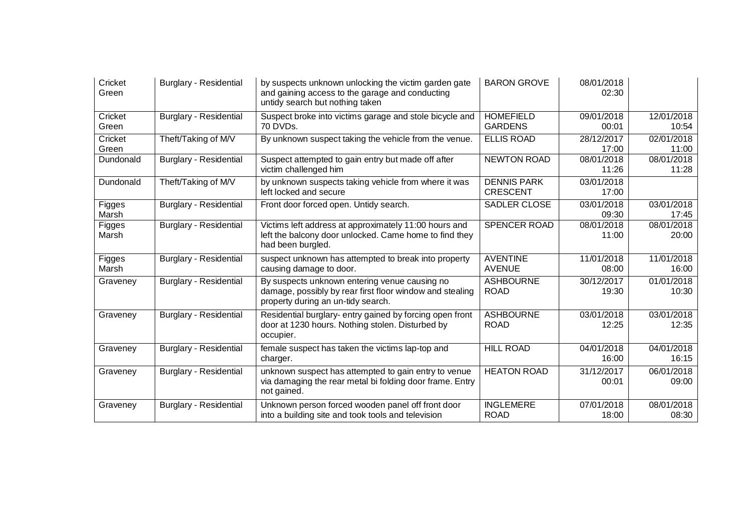| Cricket Green | Burglary - Residential | by suspects unknown unlocking the victim garden gate and gaining access to the garage and conducting untidy search but nothing taken | BARON GROVE | 08/01/2018 02:30 | |
|---|---|---|---|---|---|
| Cricket Green | Burglary - Residential | Suspect broke into victims garage and stole bicycle and 70 DVDs. | HOMEFIELD GARDENS | 09/01/2018 00:01 | 12/01/2018 10:54 |
| Cricket Green | Theft/Taking of M/V | By unknown suspect taking the vehicle from the venue. | ELLIS ROAD | 28/12/2017 17:00 | 02/01/2018 11:00 |
| Dundonald | Burglary - Residential | Suspect attempted to gain entry but made off after victim challenged him | NEWTON ROAD | 08/01/2018 11:26 | 08/01/2018 11:28 |
| Dundonald | Theft/Taking of M/V | by unknown suspects taking vehicle from where it was left locked and secure | DENNIS PARK CRESCENT | 03/01/2018 17:00 | |
| Figges Marsh | Burglary - Residential | Front door forced open. Untidy search. | SADLER CLOSE | 03/01/2018 09:30 | 03/01/2018 17:45 |
| Figges Marsh | Burglary - Residential | Victims left address at approximately 11:00 hours and left the balcony door unlocked. Came home to find they had been burgled. | SPENCER ROAD | 08/01/2018 11:00 | 08/01/2018 20:00 |
| Figges Marsh | Burglary - Residential | suspect unknown has attempted to break into property causing damage to door. | AVENTINE AVENUE | 11/01/2018 08:00 | 11/01/2018 16:00 |
| Graveney | Burglary - Residential | By suspects unknown entering venue causing no damage, possibly by rear first floor window and stealing property during an un-tidy search. | ASHBOURNE ROAD | 30/12/2017 19:30 | 01/01/2018 10:30 |
| Graveney | Burglary - Residential | Residential burglary- entry gained by forcing open front door at 1230 hours. Nothing stolen. Disturbed by occupier. | ASHBOURNE ROAD | 03/01/2018 12:25 | 03/01/2018 12:35 |
| Graveney | Burglary - Residential | female suspect has taken the victims lap-top and charger. | HILL ROAD | 04/01/2018 16:00 | 04/01/2018 16:15 |
| Graveney | Burglary - Residential | unknown suspect has attempted to gain entry to venue via damaging the rear metal bi folding door frame. Entry not gained. | HEATON ROAD | 31/12/2017 00:01 | 06/01/2018 09:00 |
| Graveney | Burglary - Residential | Unknown person forced wooden panel off front door into a building site and took tools and television | INGLEMERE ROAD | 07/01/2018 18:00 | 08/01/2018 08:30 |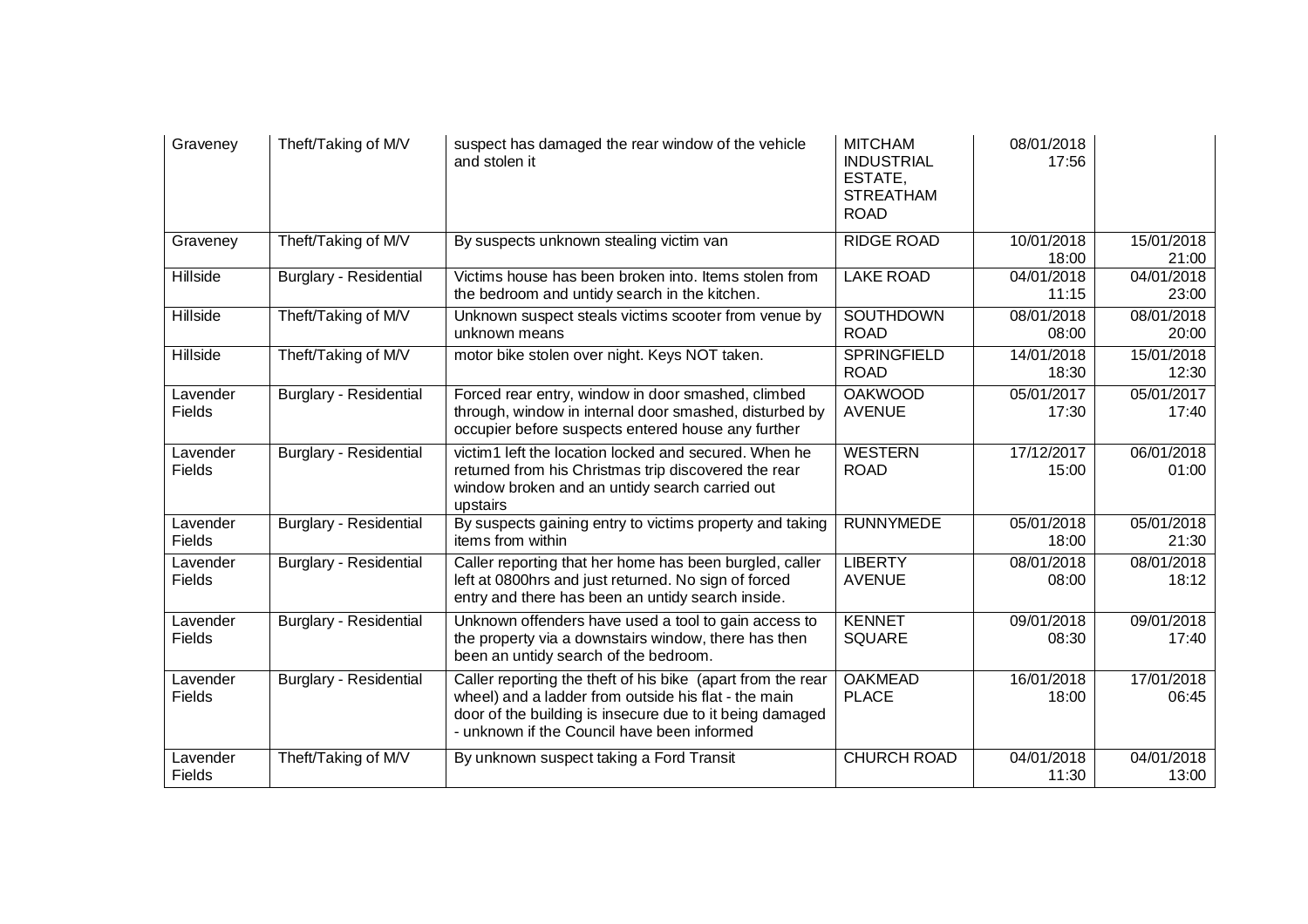| Graveney | Theft/Taking of M/V | suspect has damaged the rear window of the vehicle and stolen it | MITCHAM INDUSTRIAL ESTATE, STREATHAM ROAD | 08/01/2018 17:56 | |
|---|---|---|---|---|---|
| Graveney | Theft/Taking of M/V | By suspects unknown stealing victim van | RIDGE ROAD | 10/01/2018 18:00 | 15/01/2018 21:00 |
| Hillside | Burglary - Residential | Victims house has been broken into. Items stolen from the bedroom and untidy search in the kitchen. | LAKE ROAD | 04/01/2018 11:15 | 04/01/2018 23:00 |
| Hillside | Theft/Taking of M/V | Unknown suspect steals victims scooter from venue by unknown means | SOUTHDOWN ROAD | 08/01/2018 08:00 | 08/01/2018 20:00 |
| Hillside | Theft/Taking of M/V | motor bike stolen over night. Keys NOT taken. | SPRINGFIELD ROAD | 14/01/2018 18:30 | 15/01/2018 12:30 |
| Lavender Fields | Burglary - Residential | Forced rear entry, window in door smashed, climbed through, window in internal door smashed, disturbed by occupier before suspects entered house any further | OAKWOOD AVENUE | 05/01/2017 17:30 | 05/01/2017 17:40 |
| Lavender Fields | Burglary - Residential | victim1 left the location locked and secured. When he returned from his Christmas trip discovered the rear window broken and an untidy search carried out upstairs | WESTERN ROAD | 17/12/2017 15:00 | 06/01/2018 01:00 |
| Lavender Fields | Burglary - Residential | By suspects gaining entry to victims property and taking items from within | RUNNYMEDE | 05/01/2018 18:00 | 05/01/2018 21:30 |
| Lavender Fields | Burglary - Residential | Caller reporting that her home has been burgled, caller left at 0800hrs and just returned. No sign of forced entry and there has been an untidy search inside. | LIBERTY AVENUE | 08/01/2018 08:00 | 08/01/2018 18:12 |
| Lavender Fields | Burglary - Residential | Unknown offenders have used a tool to gain access to the property via a downstairs window, there has then been an untidy search of the bedroom. | KENNET SQUARE | 09/01/2018 08:30 | 09/01/2018 17:40 |
| Lavender Fields | Burglary - Residential | Caller reporting the theft of his bike (apart from the rear wheel) and a ladder from outside his flat - the main door of the building is insecure due to it being damaged - unknown if the Council have been informed | OAKMEAD PLACE | 16/01/2018 18:00 | 17/01/2018 06:45 |
| Lavender Fields | Theft/Taking of M/V | By unknown suspect taking a Ford Transit | CHURCH ROAD | 04/01/2018 11:30 | 04/01/2018 13:00 |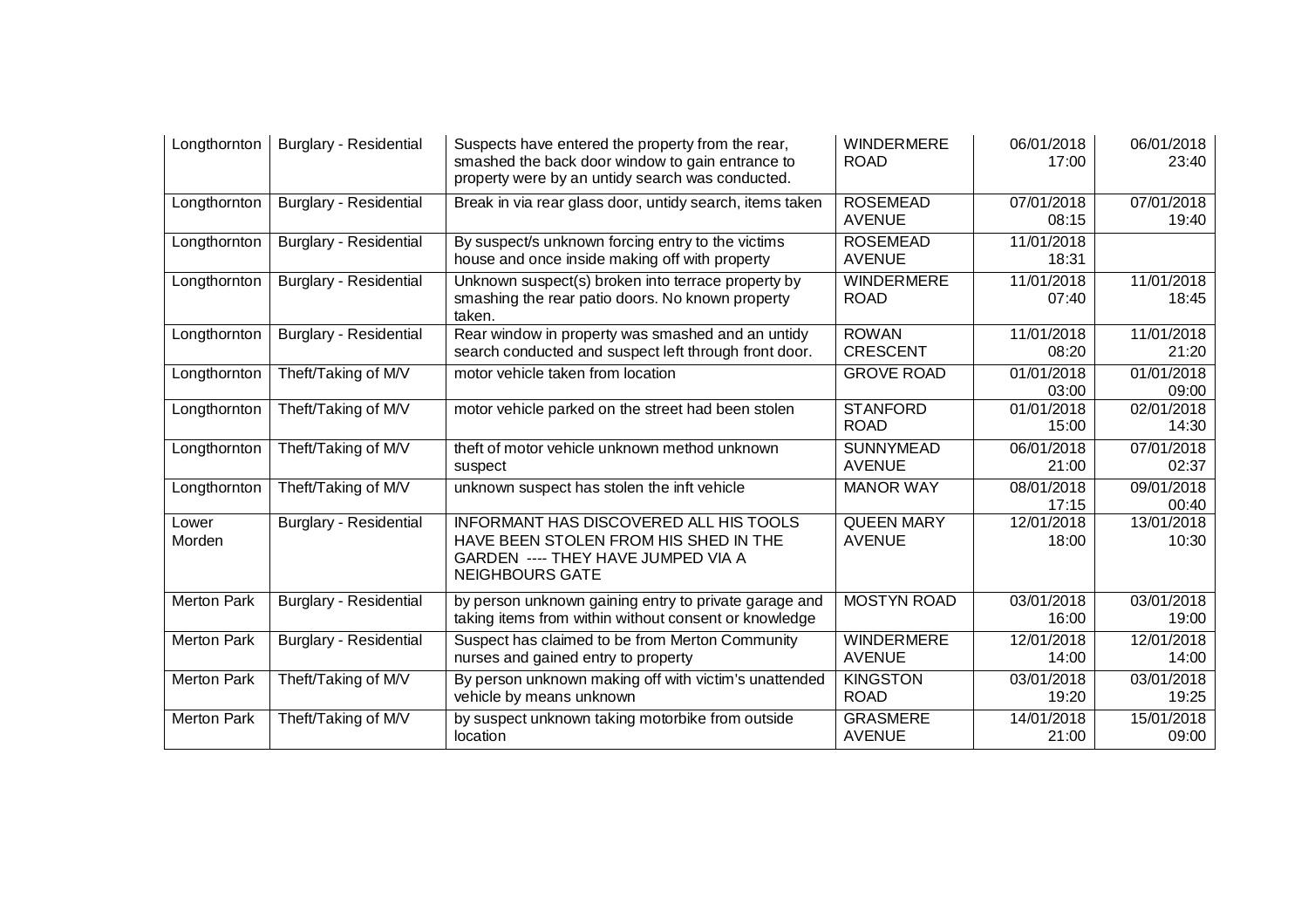| Longthornton | Burglary - Residential | Suspects have entered the property from the rear, smashed the back door window to gain entrance to property were by an untidy search was conducted. | WINDERMERE ROAD | 06/01/2018 17:00 | 06/01/2018 23:40 |
|---|---|---|---|---|---|
| Longthornton | Burglary - Residential | Break in via rear glass door, untidy search, items taken | ROSEMEAD AVENUE | 07/01/2018 08:15 | 07/01/2018 19:40 |
| Longthornton | Burglary - Residential | By suspect/s unknown forcing entry to the victims house and once inside making off with property | ROSEMEAD AVENUE | 11/01/2018 18:31 | |
| Longthornton | Burglary - Residential | Unknown suspect(s) broken into terrace property by smashing the rear patio doors. No known property taken. | WINDERMERE ROAD | 11/01/2018 07:40 | 11/01/2018 18:45 |
| Longthornton | Burglary - Residential | Rear window in property was smashed and an untidy search conducted and suspect left through front door. | ROWAN CRESCENT | 11/01/2018 08:20 | 11/01/2018 21:20 |
| Longthornton | Theft/Taking of M/V | motor vehicle taken from location | GROVE ROAD | 01/01/2018 03:00 | 01/01/2018 09:00 |
| Longthornton | Theft/Taking of M/V | motor vehicle parked on the street had been stolen | STANFORD ROAD | 01/01/2018 15:00 | 02/01/2018 14:30 |
| Longthornton | Theft/Taking of M/V | theft of motor vehicle unknown method unknown suspect | SUNNYMEAD AVENUE | 06/01/2018 21:00 | 07/01/2018 02:37 |
| Longthornton | Theft/Taking of M/V | unknown suspect has stolen the inft vehicle | MANOR WAY | 08/01/2018 17:15 | 09/01/2018 00:40 |
| Lower Morden | Burglary - Residential | INFORMANT HAS DISCOVERED ALL HIS TOOLS HAVE BEEN STOLEN FROM HIS SHED IN THE GARDEN ---- THEY HAVE JUMPED VIA A NEIGHBOURS GATE | QUEEN MARY AVENUE | 12/01/2018 18:00 | 13/01/2018 10:30 |
| Merton Park | Burglary - Residential | by person unknown gaining entry to private garage and taking items from within without consent or knowledge | MOSTYN ROAD | 03/01/2018 16:00 | 03/01/2018 19:00 |
| Merton Park | Burglary - Residential | Suspect has claimed to be from Merton Community nurses and gained entry to property | WINDERMERE AVENUE | 12/01/2018 14:00 | 12/01/2018 14:00 |
| Merton Park | Theft/Taking of M/V | By person unknown making off with victim's unattended vehicle by means unknown | KINGSTON ROAD | 03/01/2018 19:20 | 03/01/2018 19:25 |
| Merton Park | Theft/Taking of M/V | by suspect unknown taking motorbike from outside location | GRASMERE AVENUE | 14/01/2018 21:00 | 15/01/2018 09:00 |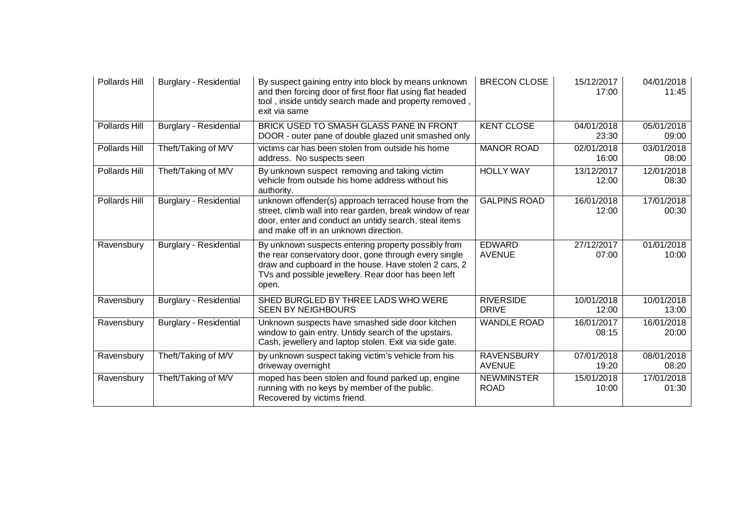| Pollards Hill | Burglary - Residential | By suspect gaining entry into block by means unknown and then forcing door of first floor flat using flat headed tool , inside untidy search made and property removed , exit via same | BRECON CLOSE | 15/12/2017 17:00 | 04/01/2018 11:45 |
|---|---|---|---|---|---|
| Pollards Hill | Burglary - Residential | BRICK USED TO SMASH GLASS PANE IN FRONT DOOR - outer pane of double glazed unit smashed only | KENT CLOSE | 04/01/2018 23:30 | 05/01/2018 09:00 |
| Pollards Hill | Theft/Taking of M/V | victims car has been stolen from outside his home address. No suspects seen | MANOR ROAD | 02/01/2018 16:00 | 03/01/2018 08:00 |
| Pollards Hill | Theft/Taking of M/V | By unknown suspect removing and taking victim vehicle from outside his home address without his authority. | HOLLY WAY | 13/12/2017 12:00 | 12/01/2018 08:30 |
| Pollards Hill | Burglary - Residential | unknown offender(s) approach terraced house from the street, climb wall into rear garden, break window of rear door, enter and conduct an untidy search, steal items and make off in an unknown direction. | GALPINS ROAD | 16/01/2018 12:00 | 17/01/2018 00:30 |
| Ravensbury | Burglary - Residential | By unknown suspects entering property possibly from the rear conservatory door, gone through every single draw and cupboard in the house. Have stolen 2 cars, 2 TVs and possible jewellery. Rear door has been left open. | EDWARD AVENUE | 27/12/2017 07:00 | 01/01/2018 10:00 |
| Ravensbury | Burglary - Residential | SHED BURGLED BY THREE LADS WHO WERE SEEN BY NEIGHBOURS | RIVERSIDE DRIVE | 10/01/2018 12:00 | 10/01/2018 13:00 |
| Ravensbury | Burglary - Residential | Unknown suspects have smashed side door kitchen window to gain entry. Untidy search of the upstairs. Cash, jewellery and laptop stolen. Exit via side gate. | WANDLE ROAD | 16/01/2017 08:15 | 16/01/2018 20:00 |
| Ravensbury | Theft/Taking of M/V | by unknown suspect taking victim's vehicle from his driveway overnight | RAVENSBURY AVENUE | 07/01/2018 19:20 | 08/01/2018 08:20 |
| Ravensbury | Theft/Taking of M/V | moped has been stolen and found parked up, engine running with no keys by member of the public. Recovered by victims friend. | NEWMINSTER ROAD | 15/01/2018 10:00 | 17/01/2018 01:30 |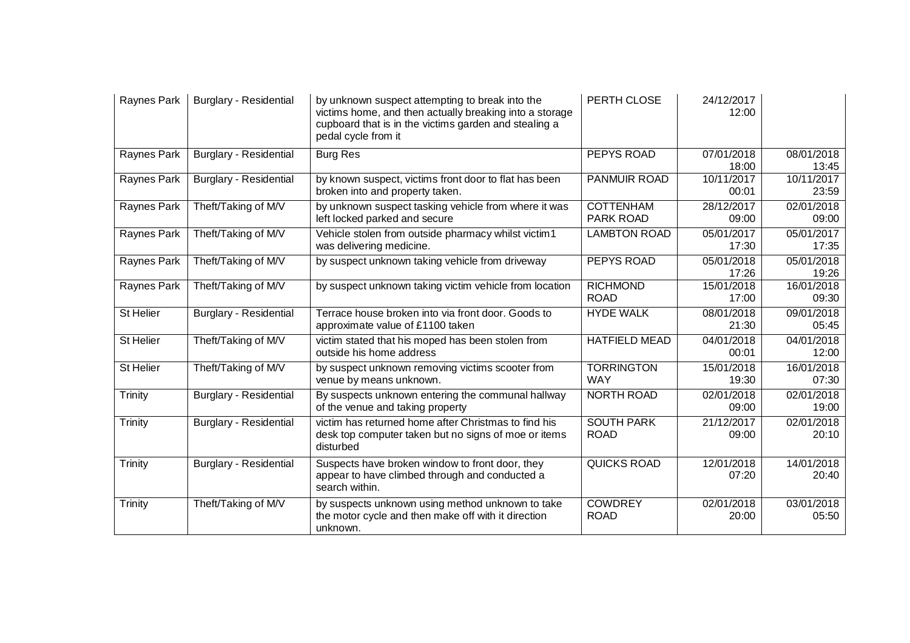| | | | | | |
|---|---|---|---|---|---|
| Raynes Park | Burglary - Residential | by unknown suspect attempting to break into the victims home, and then actually breaking into a storage cupboard that is in the victims garden and stealing a pedal cycle from it | PERTH CLOSE | 24/12/2017 12:00 | |
| Raynes Park | Burglary - Residential | Burg Res | PEPYS ROAD | 07/01/2018 18:00 | 08/01/2018 13:45 |
| Raynes Park | Burglary - Residential | by known suspect, victims front door to flat has been broken into and property taken. | PANMUIR ROAD | 10/11/2017 00:01 | 10/11/2017 23:59 |
| Raynes Park | Theft/Taking of M/V | by unknown suspect tasking vehicle from where it was left locked parked and secure | COTTENHAM PARK ROAD | 28/12/2017 09:00 | 02/01/2018 09:00 |
| Raynes Park | Theft/Taking of M/V | Vehicle stolen from outside pharmacy whilst victim1 was delivering medicine. | LAMBTON ROAD | 05/01/2017 17:30 | 05/01/2017 17:35 |
| Raynes Park | Theft/Taking of M/V | by suspect unknown taking vehicle from driveway | PEPYS ROAD | 05/01/2018 17:26 | 05/01/2018 19:26 |
| Raynes Park | Theft/Taking of M/V | by suspect unknown taking victim vehicle from location | RICHMOND ROAD | 15/01/2018 17:00 | 16/01/2018 09:30 |
| St Helier | Burglary - Residential | Terrace house broken into via front door. Goods to approximate value of £1100 taken | HYDE WALK | 08/01/2018 21:30 | 09/01/2018 05:45 |
| St Helier | Theft/Taking of M/V | victim stated that his moped has been stolen from outside his home address | HATFIELD MEAD | 04/01/2018 00:01 | 04/01/2018 12:00 |
| St Helier | Theft/Taking of M/V | by suspect unknown removing victims scooter from venue by means unknown. | TORRINGTON WAY | 15/01/2018 19:30 | 16/01/2018 07:30 |
| Trinity | Burglary - Residential | By suspects unknown entering the communal hallway of the venue and taking property | NORTH ROAD | 02/01/2018 09:00 | 02/01/2018 19:00 |
| Trinity | Burglary - Residential | victim has returned home after Christmas to find his desk top computer taken but no signs of moe or items disturbed | SOUTH PARK ROAD | 21/12/2017 09:00 | 02/01/2018 20:10 |
| Trinity | Burglary - Residential | Suspects have broken window to front door, they appear to have climbed through and conducted a search within. | QUICKS ROAD | 12/01/2018 07:20 | 14/01/2018 20:40 |
| Trinity | Theft/Taking of M/V | by suspects unknown using method unknown to take the motor cycle and then make off with it direction unknown. | COWDREY ROAD | 02/01/2018 20:00 | 03/01/2018 05:50 |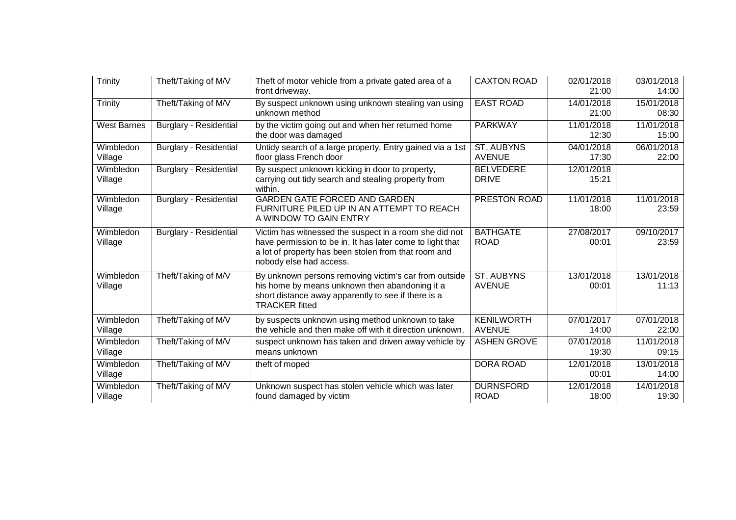| | | | | | |
|---|---|---|---|---|---|
| Trinity | Theft/Taking of M/V | Theft of motor vehicle from a private gated area of a front driveway. | CAXTON ROAD | 02/01/2018 21:00 | 03/01/2018 14:00 |
| Trinity | Theft/Taking of M/V | By suspect unknown using unknown stealing van using unknown method | EAST ROAD | 14/01/2018 21:00 | 15/01/2018 08:30 |
| West Barnes | Burglary - Residential | by the victim going out and when her returned home the door was damaged | PARKWAY | 11/01/2018 12:30 | 11/01/2018 15:00 |
| Wimbledon Village | Burglary - Residential | Untidy search of a large property. Entry gained via a 1st floor glass French door | ST. AUBYNS AVENUE | 04/01/2018 17:30 | 06/01/2018 22:00 |
| Wimbledon Village | Burglary - Residential | By suspect unknown kicking in door to property, carrying out tidy search and stealing property from within. | BELVEDERE DRIVE | 12/01/2018 15:21 | |
| Wimbledon Village | Burglary - Residential | GARDEN GATE FORCED AND GARDEN FURNITURE PILED UP IN AN ATTEMPT TO REACH A WINDOW TO GAIN ENTRY | PRESTON ROAD | 11/01/2018 18:00 | 11/01/2018 23:59 |
| Wimbledon Village | Burglary - Residential | Victim has witnessed the suspect in a room she did not have permission to be in. It has later come to light that a lot of property has been stolen from that room and nobody else had access. | BATHGATE ROAD | 27/08/2017 00:01 | 09/10/2017 23:59 |
| Wimbledon Village | Theft/Taking of M/V | By unknown persons removing victim's car from outside his home by means unknown then abandoning it a short distance away apparently to see if there is a TRACKER fitted | ST. AUBYNS AVENUE | 13/01/2018 00:01 | 13/01/2018 11:13 |
| Wimbledon Village | Theft/Taking of M/V | by suspects unknown using method unknown to take the vehicle and then make off with it direction unknown. | KENILWORTH AVENUE | 07/01/2017 14:00 | 07/01/2018 22:00 |
| Wimbledon Village | Theft/Taking of M/V | suspect unknown has taken and driven away vehicle by means unknown | ASHEN GROVE | 07/01/2018 19:30 | 11/01/2018 09:15 |
| Wimbledon Village | Theft/Taking of M/V | theft of moped | DORA ROAD | 12/01/2018 00:01 | 13/01/2018 14:00 |
| Wimbledon Village | Theft/Taking of M/V | Unknown suspect has stolen vehicle which was later found damaged by victim | DURNSFORD ROAD | 12/01/2018 18:00 | 14/01/2018 19:30 |